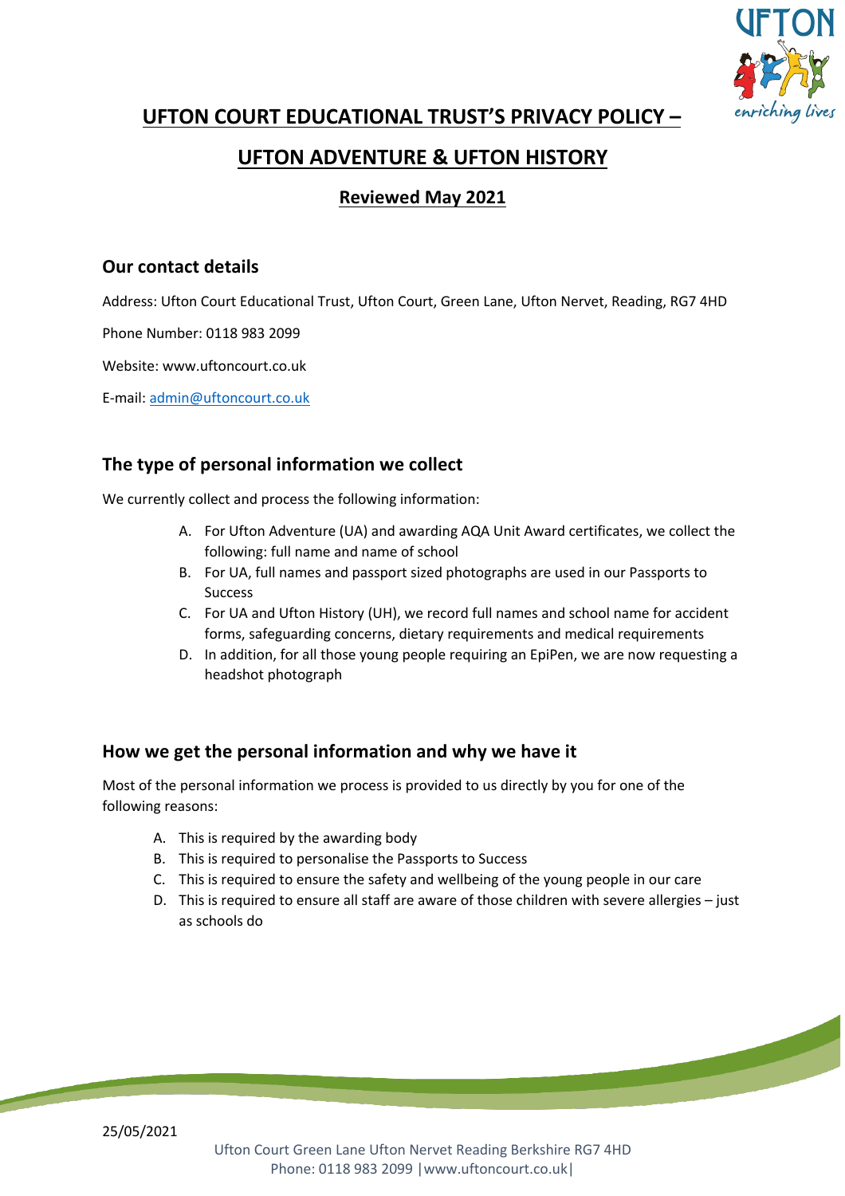# UFTON COURT EDUCATIONAL TRUST'S PRIVACY POLICY –

# UFTON ADVENTURE & UFTON HISTORY

## Reviewed May 2021

## Our contact details

Address: Ufton Court Educational Trust, Ufton Court, Green Lane, Ufton Nervet, Reading, RG7 4HD

Phone Number: 0118 983 2099

Website: www.uftoncourt.co.uk

E-mail: admin@uftoncourt.co.uk

## The type of personal information we collect

We currently collect and process the following information:

A. For Ufton Adventure (UA) and awarding AQA Unit Award certificates, we collect the following: full name and name of school
B. For UA, full names and passport sized photographs are used in our Passports to Success
C. For UA and Ufton History (UH), we record full names and school name for accident forms, safeguarding concerns, dietary requirements and medical requirements
D. In addition, for all those young people requiring an EpiPen, we are now requesting a headshot photograph

## How we get the personal information and why we have it

Most of the personal information we process is provided to us directly by you for one of the following reasons:

A. This is required by the awarding body
B. This is required to personalise the Passports to Success
C. This is required to ensure the safety and wellbeing of the young people in our care
D. This is required to ensure all staff are aware of those children with severe allergies – just as schools do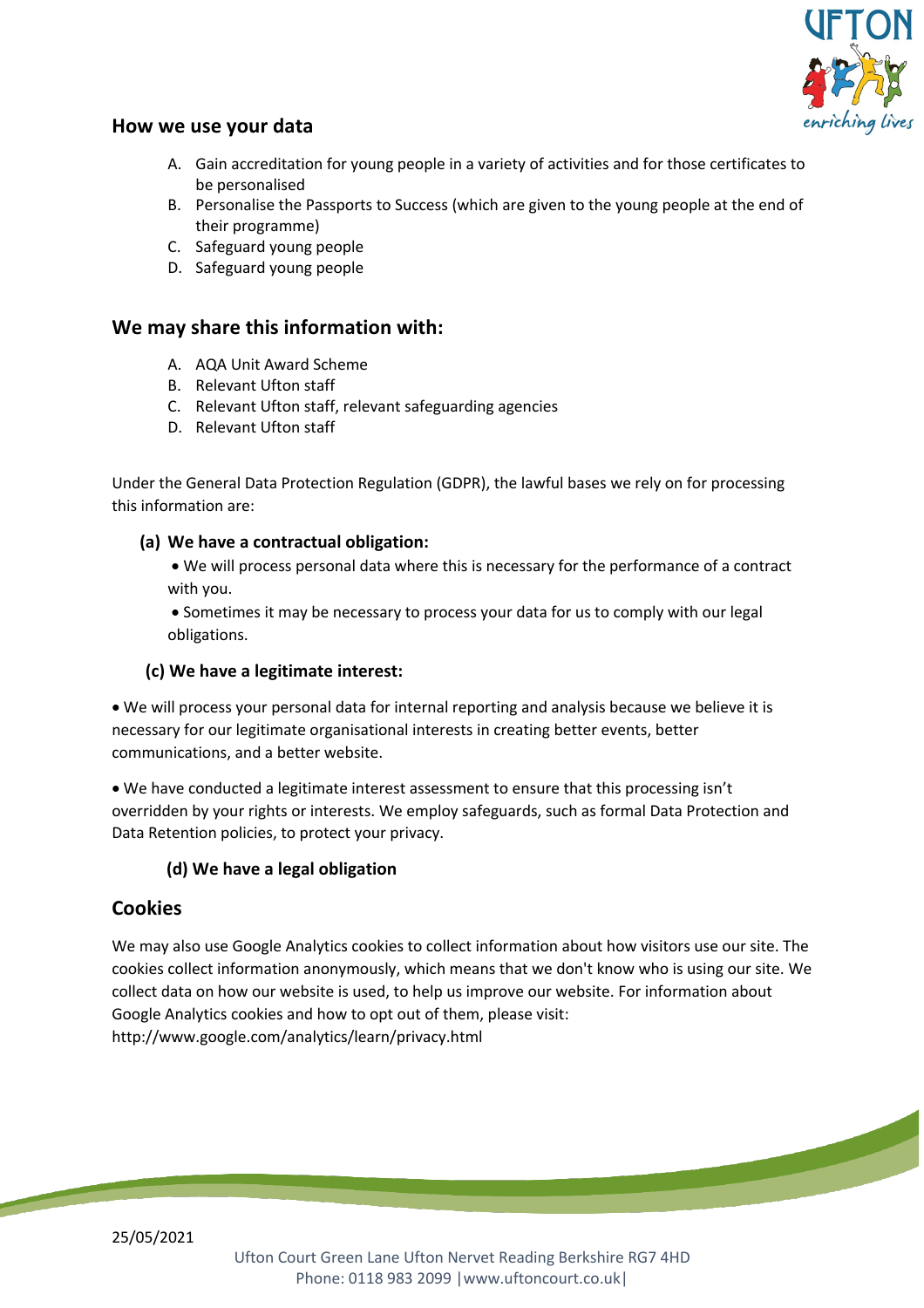## How we use your data

A. Gain accreditation for young people in a variety of activities and for those certificates to be personalised
B. Personalise the Passports to Success (which are given to the young people at the end of their programme)
C. Safeguard young people
D. Safeguard young people

## We may share this information with:

A. AQA Unit Award Scheme
B. Relevant Ufton staff
C. Relevant Ufton staff, relevant safeguarding agencies
D. Relevant Ufton staff

Under the General Data Protection Regulation (GDPR), the lawful bases we rely on for processing this information are:

**(a) We have a contractual obligation:**

- We will process personal data where this is necessary for the performance of a contract with you.
- Sometimes it may be necessary to process your data for us to comply with our legal obligations.

**(c) We have a legitimate interest:**

- We will process your personal data for internal reporting and analysis because we believe it is necessary for our legitimate organisational interests in creating better events, better communications, and a better website.

- We have conducted a legitimate interest assessment to ensure that this processing isn't overridden by your rights or interests. We employ safeguards, such as formal Data Protection and Data Retention policies, to protect your privacy.

**(d) We have a legal obligation**

## Cookies

We may also use Google Analytics cookies to collect information about how visitors use our site. The cookies collect information anonymously, which means that we don't know who is using our site. We collect data on how our website is used, to help us improve our website. For information about Google Analytics cookies and how to opt out of them, please visit: http://www.google.com/analytics/learn/privacy.html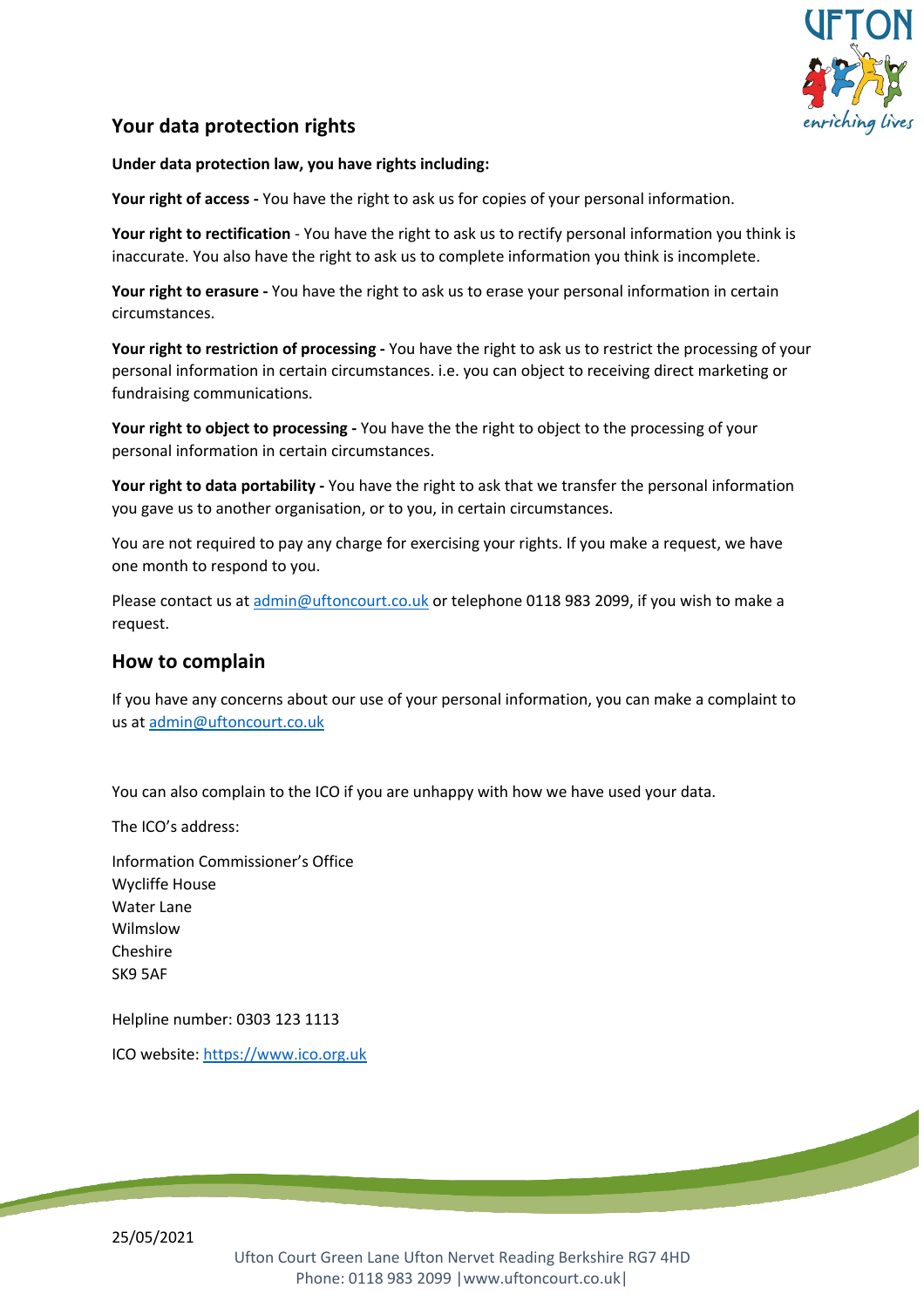## Your data protection rights

**Under data protection law, you have rights including:**

**Your right of access -** You have the right to ask us for copies of your personal information.

**Your right to rectification** - You have the right to ask us to rectify personal information you think is inaccurate. You also have the right to ask us to complete information you think is incomplete.

**Your right to erasure -** You have the right to ask us to erase your personal information in certain circumstances.

**Your right to restriction of processing -** You have the right to ask us to restrict the processing of your personal information in certain circumstances. i.e. you can object to receiving direct marketing or fundraising communications.

**Your right to object to processing -** You have the the right to object to the processing of your personal information in certain circumstances.

**Your right to data portability -** You have the right to ask that we transfer the personal information you gave us to another organisation, or to you, in certain circumstances.

You are not required to pay any charge for exercising your rights. If you make a request, we have one month to respond to you.

Please contact us at admin@uftoncourt.co.uk or telephone 0118 983 2099, if you wish to make a request.

## How to complain

If you have any concerns about our use of your personal information, you can make a complaint to us at admin@uftoncourt.co.uk

You can also complain to the ICO if you are unhappy with how we have used your data.

The ICO's address:

Information Commissioner's Office
Wycliffe House
Water Lane
Wilmslow
Cheshire
SK9 5AF

Helpline number: 0303 123 1113

ICO website: https://www.ico.org.uk

25/05/2021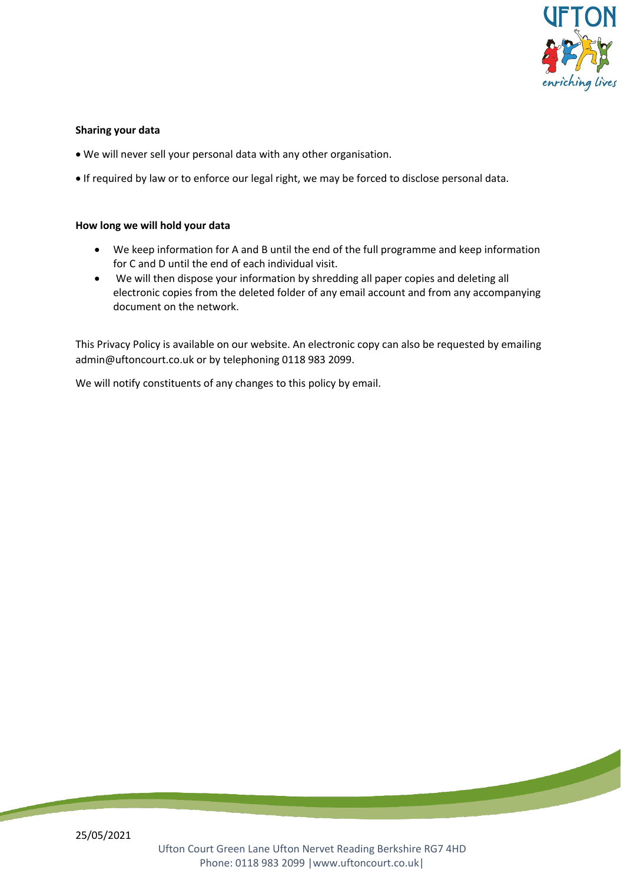**Sharing your data**

- We will never sell your personal data with any other organisation.
- If required by law or to enforce our legal right, we may be forced to disclose personal data.

**How long we will hold your data**

- We keep information for A and B until the end of the full programme and keep information for C and D until the end of each individual visit.
- We will then dispose your information by shredding all paper copies and deleting all electronic copies from the deleted folder of any email account and from any accompanying document on the network.

This Privacy Policy is available on our website. An electronic copy can also be requested by emailing admin@uftoncourt.co.uk or by telephoning 0118 983 2099.

We will notify constituents of any changes to this policy by email.

25/05/2021